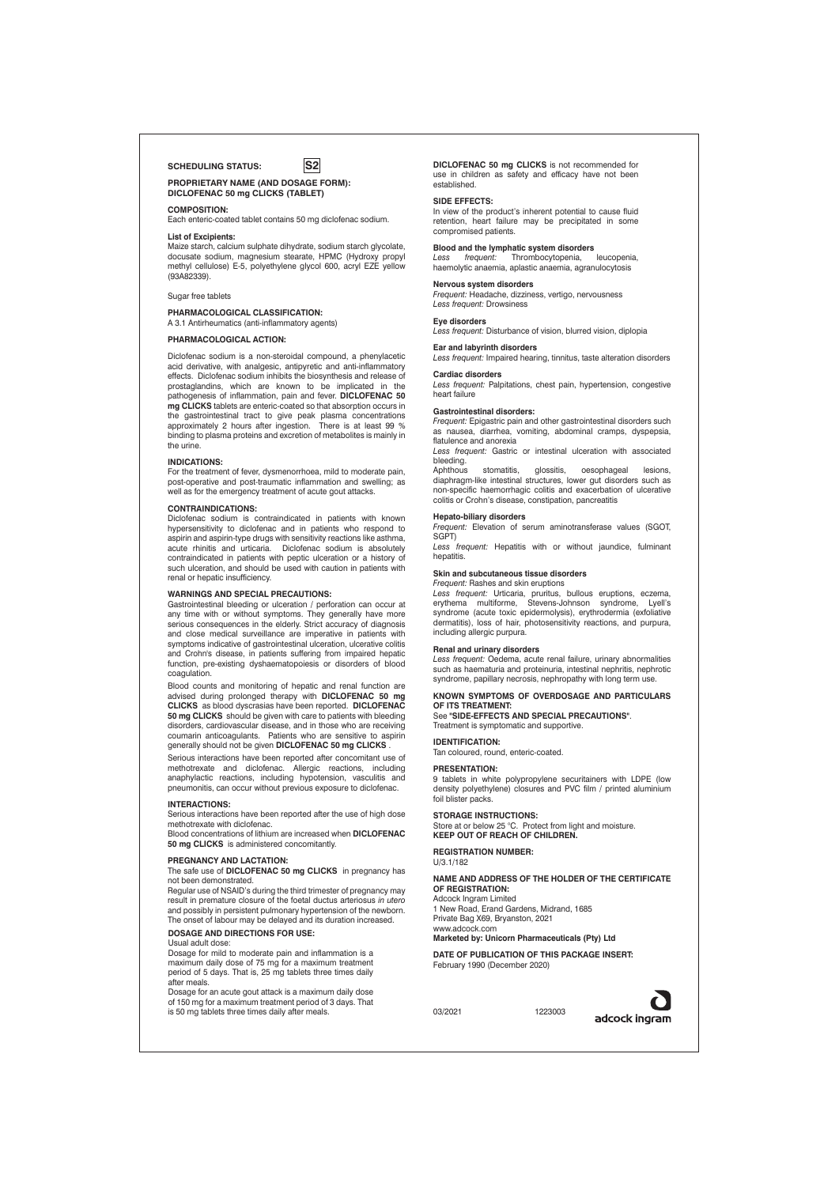**SCHEDULING STATUS:** **S2**

**PROPRIETARY NAME (AND DOSAGE FORM):**
**DICLOFENAC 50 mg CLICKS (TABLET)**

**COMPOSITION:**

Each enteric-coated tablet contains 50 mg diclofenac sodium.

**List of Excipients:**

Maize starch, calcium sulphate dihydrate, sodium starch glycolate, docusate sodium, magnesium stearate, HPMC (Hydroxy propyl methyl cellulose) E-5, polyethylene glycol 600, acryl EZE yellow (93A82339).

Sugar free tablets

**PHARMACOLOGICAL CLASSIFICATION:**

A 3.1 Antirheumatics (anti-inflammatory agents)

**PHARMACOLOGICAL ACTION:**

Diclofenac sodium is a non-steroidal compound, a phenylacetic acid derivative, with analgesic, antipyretic and anti-inflammatory effects. Diclofenac sodium inhibits the biosynthesis and release of prostaglandins, which are known to be implicated in the pathogenesis of inflammation, pain and fever. **DICLOFENAC 50 mg CLICKS** tablets are enteric-coated so that absorption occurs in the gastrointestinal tract to give peak plasma concentrations approximately 2 hours after ingestion. There is at least 99 % binding to plasma proteins and excretion of metabolites is mainly in the urine.

**INDICATIONS:**

For the treatment of fever, dysmenorrhoea, mild to moderate pain, post-operative and post-traumatic inflammation and swelling; as well as for the emergency treatment of acute gout attacks.

**CONTRAINDICATIONS:**

Diclofenac sodium is contraindicated in patients with known hypersensitivity to diclofenac and in patients who respond to aspirin and aspirin-type drugs with sensitivity reactions like asthma, acute rhinitis and urticaria. Diclofenac sodium is absolutely contraindicated in patients with peptic ulceration or a history of such ulceration, and should be used with caution in patients with renal or hepatic insufficiency.

**WARNINGS AND SPECIAL PRECAUTIONS:**

Gastrointestinal bleeding or ulceration / perforation can occur at any time with or without symptoms. They generally have more serious consequences in the elderly. Strict accuracy of diagnosis and close medical surveillance are imperative in patients with symptoms indicative of gastrointestinal ulceration, ulcerative colitis and Crohn's disease, in patients suffering from impaired hepatic function, pre-existing dyshaematopoiesis or disorders of blood coagulation.

Blood counts and monitoring of hepatic and renal function are advised during prolonged therapy with **DICLOFENAC 50 mg CLICKS** as blood dyscrasias have been reported. **DICLOFENAC 50 mg CLICKS** should be given with care to patients with bleeding disorders, cardiovascular disease, and in those who are receiving coumarin anticoagulants. Patients who are sensitive to aspirin generally should not be given **DICLOFENAC 50 mg CLICKS** .

Serious interactions have been reported after concomitant use of methotrexate and diclofenac. Allergic reactions, including anaphylactic reactions, including hypotension, vasculitis and pneumonitis, can occur without previous exposure to diclofenac.

**INTERACTIONS:**

Serious interactions have been reported after the use of high dose methotrexate with diclofenac.

Blood concentrations of lithium are increased when **DICLOFENAC 50 mg CLICKS** is administered concomitantly.

**PREGNANCY AND LACTATION:**

The safe use of **DICLOFENAC 50 mg CLICKS** in pregnancy has not been demonstrated.

Regular use of NSAID's during the third trimester of pregnancy may result in premature closure of the foetal ductus arteriosus *in utero* and possibly in persistent pulmonary hypertension of the newborn. The onset of labour may be delayed and its duration increased.

**DOSAGE AND DIRECTIONS FOR USE:**

Usual adult dose:

Dosage for mild to moderate pain and inflammation is a maximum daily dose of 75 mg for a maximum treatment period of 5 days. That is, 25 mg tablets three times daily after meals.

Dosage for an acute gout attack is a maximum daily dose of 150 mg for a maximum treatment period of 3 days. That is 50 mg tablets three times daily after meals.

**DICLOFENAC 50 mg CLICKS** is not recommended for use in children as safety and efficacy have not been established.

**SIDE EFFECTS:**

In view of the product's inherent potential to cause fluid retention, heart failure may be precipitated in some compromised patients.

**Blood and the lymphatic system disorders**

*Less frequent:* Thrombocytopenia, leucopenia, haemolytic anaemia, aplastic anaemia, agranulocytosis

**Nervous system disorders**

*Frequent:* Headache, dizziness, vertigo, nervousness

*Less frequent:* Drowsiness

**Eye disorders**

*Less frequent:* Disturbance of vision, blurred vision, diplopia

**Ear and labyrinth disorders**

*Less frequent:* Impaired hearing, tinnitus, taste alteration disorders

**Cardiac disorders**

*Less frequent:* Palpitations, chest pain, hypertension, congestive heart failure

**Gastrointestinal disorders:**

*Frequent:* Epigastric pain and other gastrointestinal disorders such as nausea, diarrhea, vomiting, abdominal cramps, dyspepsia, flatulence and anorexia

*Less frequent:* Gastric or intestinal ulceration with associated bleeding.

Aphthous stomatitis, glossitis, oesophageal lesions, diaphragm-like intestinal structures, lower gut disorders such as non-specific haemorrhagic colitis and exacerbation of ulcerative colitis or Crohn's disease, constipation, pancreatitis

**Hepato-biliary disorders**

*Frequent:* Elevation of serum aminotransferase values (SGOT, SGPT)

*Less frequent:* Hepatitis with or without jaundice, fulminant hepatitis.

**Skin and subcutaneous tissue disorders**

*Frequent:* Rashes and skin eruptions

*Less frequent:* Urticaria, pruritus, bullous eruptions, eczema, erythema multiforme, Stevens-Johnson syndrome, Lyell's syndrome (acute toxic epidermolysis), erythrodermia (exfoliative dermatitis), loss of hair, photosensitivity reactions, and purpura, including allergic purpura.

**Renal and urinary disorders**

*Less frequent:* Oedema, acute renal failure, urinary abnormalities such as haematuria and proteinuria, intestinal nephritis, nephrotic syndrome, papillary necrosis, nephropathy with long term use.

**KNOWN SYMPTOMS OF OVERDOSAGE AND PARTICULARS OF ITS TREATMENT:**

See "**SIDE-EFFECTS AND SPECIAL PRECAUTIONS**".

Treatment is symptomatic and supportive.

**IDENTIFICATION:**

Tan coloured, round, enteric-coated.

**PRESENTATION:**

9 tablets in white polypropylene securitainers with LDPE (low density polyethylene) closures and PVC film / printed aluminium foil blister packs.

**STORAGE INSTRUCTIONS:**

Store at or below 25 °C. Protect from light and moisture.

**KEEP OUT OF REACH OF CHILDREN.**

**REGISTRATION NUMBER:**

U/3.1/182

**NAME AND ADDRESS OF THE HOLDER OF THE CERTIFICATE OF REGISTRATION:**

Adcock Ingram Limited

1 New Road, Erand Gardens, Midrand, 1685

Private Bag X69, Bryanston, 2021

www.adcock.com

**Marketed by: Unicorn Pharmaceuticals (Pty) Ltd**

**DATE OF PUBLICATION OF THIS PACKAGE INSERT:**

February 1990 (December 2020)

03/2021 1223003

adcock ingram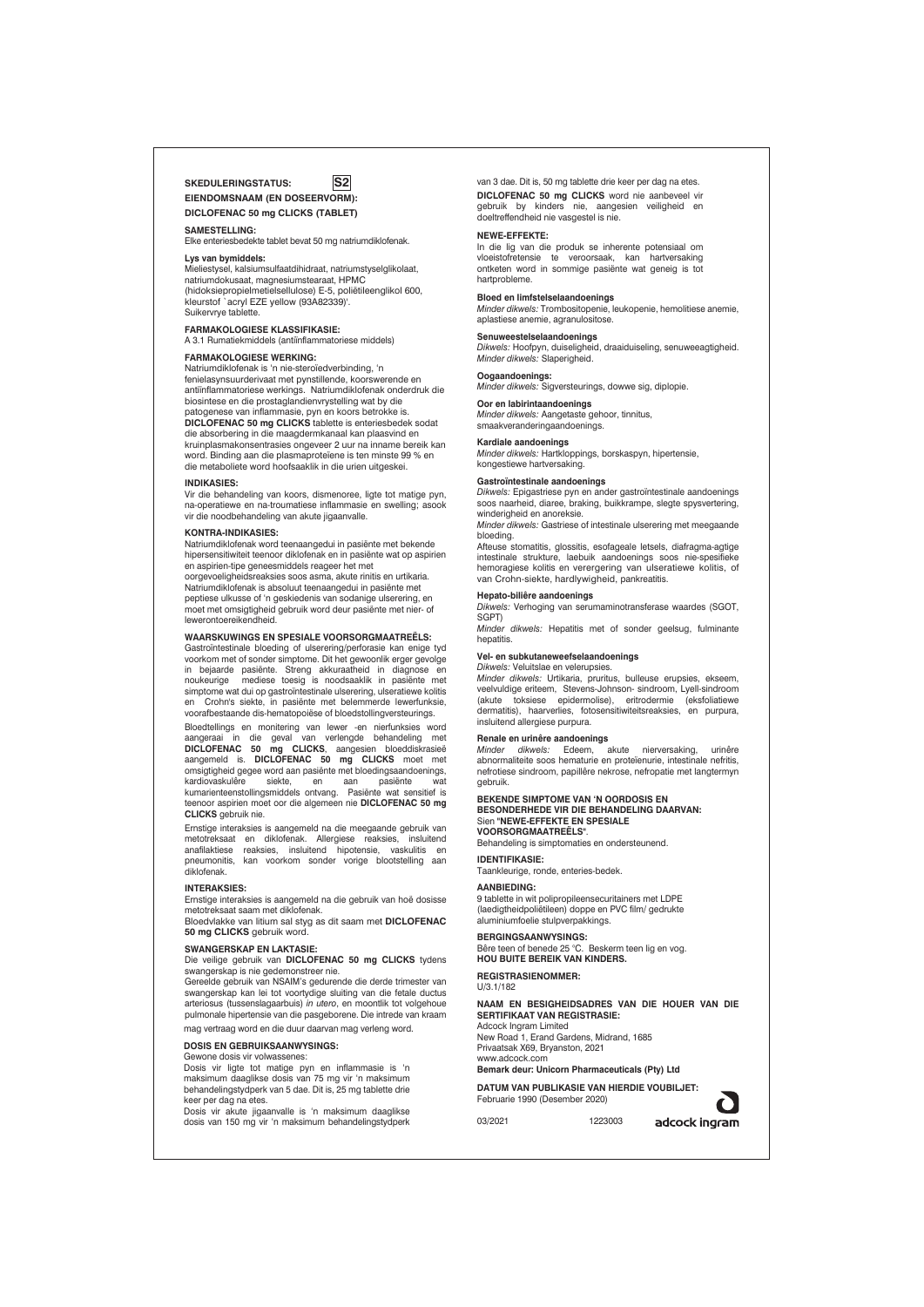**SKEDULERINGSTATUS:** **S2**

**EIENDOMSNAAM (EN DOSEERVORM):**

**DICLOFENAC 50 mg CLICKS (TABLET)**

**SAMESTELLING:**

Elke enteriesbedekte tablet bevat 50 mg natriumdiklofenak.

**Lys van bymiddels:**

Mieliestysel, kalsiumsulfaatdihidraat, natriumstyselglikolaat, natriumdokusaat, magnesiumstearaat, HPMC (hidoksiepropielmetielsellulose) E-5, poliëtileenglikol 600, kleurstof `acryl EZE yellow (93A82339)'.

Suikervrye tablette.

**FARMAKOLOGIESE KLASSIFIKASIE:**

A 3.1 Rumatiekmiddels (antiinflammatoriese middels)

**FARMAKOLOGIESE WERKING:**

Natriumdiklofenak is 'n nie-steroïedverbinding, 'n fenielasynsuurderivaat met pynstillende, koorswerende en antiinflammatoriese werkings. Natriumdiklofenak onderdruk die biosintese en die prostaglandienvrystelling wat by die patogenese van inflammasie, pyn en koors betrokke is. **DICLOFENAC 50 mg CLICKS** tablette is enteriesbedek sodat die absorbering in die maagdermkanaal kan plaasvind en kruinplasmakonsentrasies ongeveer 2 uur na inname bereik kan word. Binding aan die plasmaproteïene is ten minste 99 % en die metaboliete word hoofsaaklik in die urien uitgeskei.

**INDIKASIES:**

Vir die behandeling van koors, dismenoree, ligte tot matige pyn, na-operatiewe en na-troumatiese inflammasie en swelling; asook vir die noodbehandeling van akute jigaanvalle.

**KONTRA-INDIKASIES:**

Natriumdiklofenak word teenaangedui in pasiënte met bekende hipersensitiwiteit teenoor diklofenak en in pasiënte wat op aspirien en aspirien-tipe geneesmiddels reageer het met oorgevoeligheidsreaksies soos asma, akute rinitis en urtikaria. Natriumdiklofenak is absoluut teenaangedui in pasiënte met peptiese ulkusse of 'n geskiedenis van sodanige ulserering, en moet met omsigtigheid gebruik word deur pasiënte met nier- of lewerontoereikendheid.

**WAARSKUWINGS EN SPESIALE VOORSORGMAATREËLS:**

Gastroïntestinale bloeding of ulserering/perforasie kan enige tyd voorkom met of sonder simptome. Dit het gewoonlik erger gevolge in bejaarde pasiënte. Streng akkuraatheid in diagnose en noukeurige mediese toesig is noodsaaklik in pasiënte met simptome wat dui op gastroïntestinale ulserering, ulseratiewe kolitis en Crohn's siekte, in pasiënte met belemmerde lewerfunksie, voorafbestaande dis-hematopoiëse of bloedstollingversteurings.

Bloedtellings en monitering van lewer -en nierfunksies word aangeraai in die geval van verlengde behandeling met **DICLOFENAC 50 mg CLICKS**, aangesien bloeddiskrasieë aangemeld is. **DICLOFENAC 50 mg CLICKS** moet met omsigtigheid gegee word aan pasiënte met bloedingsaandoenings, kardiovaskulêre siekte, en aan pasiënte wat kumarienteenstollingsmiddels ontvang. Pasiënte wat sensitief is teenoor aspirien moet oor die algemeen nie **DICLOFENAC 50 mg CLICKS** gebruik nie.

Ernstige interaksies is aangemeld na die meegaande gebruik van metotreksaat en diklofenak. Allergiese reaksies, insluitend anafilaktiese reaksies, insluitend hipotensie, vaskulitis en pneumonitis, kan voorkom sonder vorige blootstelling aan diklofenak.

**INTERAKSIES:**

Ernstige interaksies is aangemeld na die gebruik van hoë dosisse metotreksaat saam met diklofenak.

Bloedvlakke van litium sal styg as dit saam met **DICLOFENAC 50 mg CLICKS** gebruik word.

**SWANGERSKAP EN LAKTASIE:**

Die veilige gebruik van **DICLOFENAC 50 mg CLICKS** tydens swangerskap is nie gedemonstreer nie.

Gereelde gebruik van NSAIM's gedurende die derde trimester van swangerskap kan lei tot voortydige sluiting van die fetale ductus arteriosus (tussenslagaarbuis) *in utero*, en moontlik tot volgehoue pulmonale hipertensie van die pasgeborene. Die intrede van kraam mag vertraag word en die duur daarvan mag verleng word.

**DOSIS EN GEBRUIKSAANWYSINGS:**

Gewone dosis vir volwassenes:

Dosis vir ligte tot matige pyn en inflammasie is 'n maksimum daaglikse dosis van 75 mg vir 'n maksimum behandelingstydperk van 5 dae. Dit is, 25 mg tablette drie keer per dag na etes.

Dosis vir akute jigaanvalle is 'n maksimum daaglikse dosis van 150 mg vir 'n maksimum behandelingstydperk van 3 dae. Dit is, 50 mg tablette drie keer per dag na etes.

**DICLOFENAC 50 mg CLICKS** word nie aanbeveel vir gebruik by kinders nie, aangesien veiligheid en doeltreffendheid nie vasgestel is nie.

**NEWE-EFFEKTE:**

In die lig van die produk se inherente potensiaal om vloeistofretensie te veroorsaak, kan hartversaking ontketen word in sommige pasiënte wat geneig is tot hartprobleme.

**Bloed en limfstelselaandoenings**

*Minder dikwels:* Trombositopenie, leukopenie, hemolitiese anemie, aplastiese anemie, agranulositose.

**Senuweestelselaandoenings**

*Dikwels:* Hoofpyn, duiseligheid, draaiduiseling, senuweeagtigheid.

*Minder dikwels:* Slaperigheid.

**Oogaandoenings:**

*Minder dikwels:* Sigversteurings, dowwe sig, diplopie.

**Oor en labirintaandoenings**

*Minder dikwels:* Aangetaste gehoor, tinnitus, smaakveranderingaandoenings.

**Kardiale aandoenings**

*Minder dikwels:* Hartkloppings, borskaspyn, hipertensie, kongestiewe hartversaking.

**Gastroïntestinale aandoenings**

*Dikwels:* Epigastriese pyn en ander gastroïntestinale aandoenings soos naarheid, diaree, braking, buikkrampe, slegte spysvertering, winderigheid en anoreksie.

*Minder dikwels:* Gastriese of intestinale ulserering met meegaande bloeding.

Afteuse stomatitis, glossitis, esofageale letsels, diafragma-agtige intestinale strukture, laebuik aandoenings soos nie-spesifieke hemoragiese kolitis en verergering van ulseratiewe kolitis, of van Crohn-siekte, hardlywigheid, pankreatitis.

**Hepato-biliêre aandoenings**

*Dikwels:* Verhoging van serumaminotransferase waardes (SGOT, SGPT)

*Minder dikwels:* Hepatitis met of sonder geelsug, fulminante hepatitis.

**Vel- en subkutaneweefselaandoenings**

*Dikwels:* Veluitslae en velerupsies.

*Minder dikwels:* Urtikaria, pruritus, bulleuse erupsies, ekseem, veelvuldige eriteem, Stevens-Johnson- sindroom, Lyell-sindroom (akute toksiese epidermolise), eritrodermie (eksfoliatiewe dermatitis), haarverlies, fotosensitiwiteitsreaksies, en purpura, insluitend allergiese purpura.

**Renale en urinêre aandoenings**

*Minder dikwels:* Edeem, akute nierversaking, urinêre abnormaliteite soos hematurie en proteïenurie, intestinale nefritis, nefrotiese sindroom, papillêre nekrose, nefropatie met langtermyn gebruik.

**BEKENDE SIMPTOME VAN 'N OORDOSIS EN BESONDERHEDE VIR DIE BEHANDELING DAARVAN:**

Sien **"NEWE-EFFEKTE EN SPESIALE VOORSORGMAATREËLS"**.

Behandeling is simptomaties en ondersteunend.

**IDENTIFIKASIE:**

Taankleurige, ronde, enteries-bedek.

**AANBIEDING:**

9 tablette in wit polipropileensecuritainers met LDPE (laedigtheidpoliëtileen) doppe en PVC film/ gedrukte aluminiumfoelie stulpverpakkings.

**BERGINGSAANWYSINGS:**

Bêre teen of benede 25 °C. Beskerm teen lig en vog.

**HOU BUITE BEREIK VAN KINDERS.**

**REGISTRASIENOMMER:**

U/3.1/182

**NAAM EN BESIGHEIDSADRES VAN DIE HOUER VAN DIE SERTIFIKAAT VAN REGISTRASIE:**

Adcock Ingram Limited
New Road 1, Erand Gardens, Midrand, 1685
Privaatsak X69, Bryanston, 2021
www.adcock.com

**Bemark deur: Unicorn Pharmaceuticals (Pty) Ltd**

**DATUM VAN PUBLIKASIE VAN HIERDIE VOUBILJET:**

Februarie 1990 (Desember 2020)

03/2021 1223003

adcock ingram